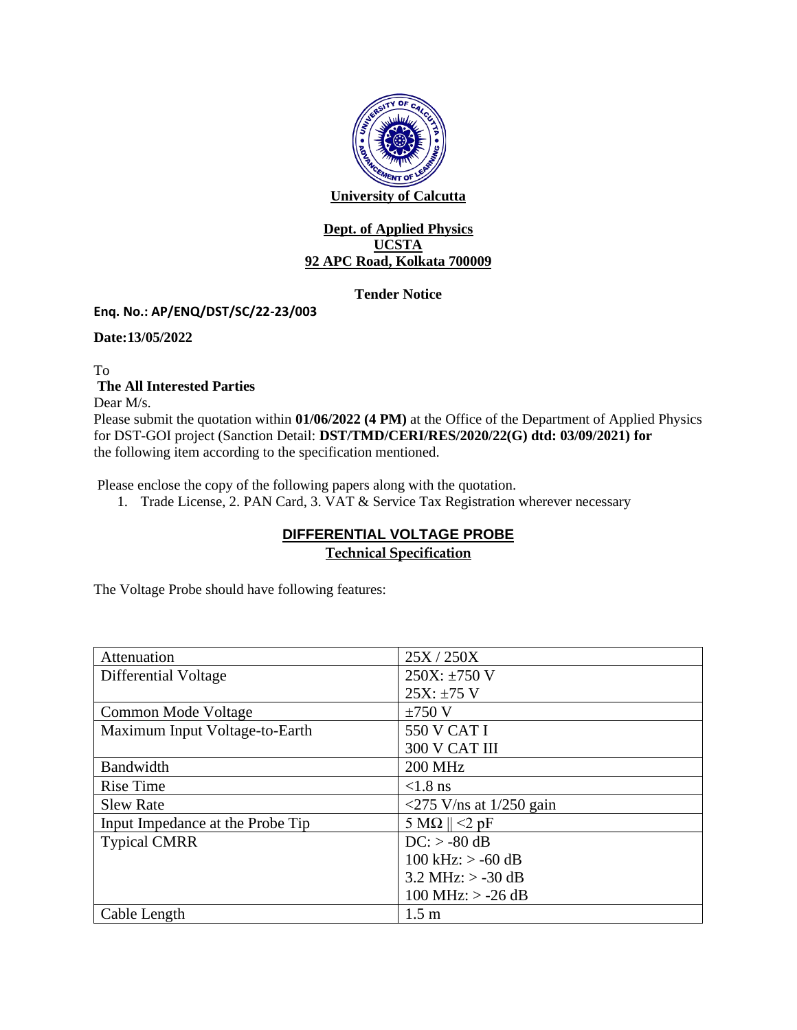**University of Calcutta**

**Dept. of Applied Physics**
**UCSTA**
**92 APC Road, Kolkata 700009**

**Tender Notice**

**Enq. No.: AP/ENQ/DST/SC/22-23/003**

**Date:13/05/2022**

To
**The All Interested Parties**
Dear M/s.
Please submit the quotation within **01/06/2022 (4 PM)** at the Office of the Department of Applied Physics for DST-GOI project (Sanction Detail: **DST/TMD/CERI/RES/2020/22(G) dtd: 03/09/2021) for** the following item according to the specification mentioned.

Please enclose the copy of the following papers along with the quotation.

1. Trade License, 2. PAN Card, 3. VAT & Service Tax Registration wherever necessary

## DIFFERENTIAL VOLTAGE PROBE

### Technical Specification

The Voltage Probe should have following features:

| | |
|---|---|
| Attenuation | 25X / 250X |
| Differential Voltage | 250X: ±750 V<br>25X: ±75 V |
| Common Mode Voltage | ±750 V |
| Maximum Input Voltage-to-Earth | 550 V CAT I<br>300 V CAT III |
| Bandwidth | 200 MHz |
| Rise Time | <1.8 ns |
| Slew Rate | <275 V/ns at 1/250 gain |
| Input Impedance at the Probe Tip | 5 MΩ \|\| <2 pF |
| Typical CMRR | DC: > -80 dB<br>100 kHz: > -60 dB<br>3.2 MHz: > -30 dB<br>100 MHz: > -26 dB |
| Cable Length | 1.5 m |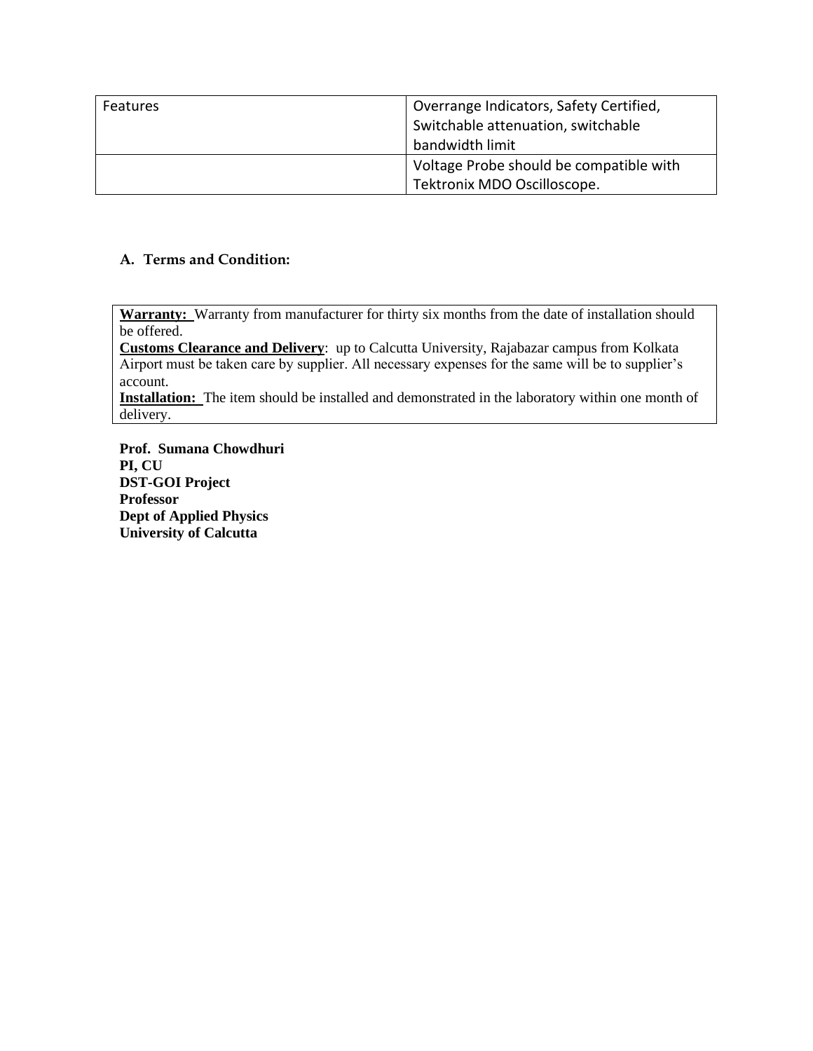| | |
|---|---|
| Features | Overrange Indicators, Safety Certified, Switchable attenuation, switchable bandwidth limit |
| | Voltage Probe should be compatible with Tektronix MDO Oscilloscope. |

### A. Terms and Condition:

| |
|---|
| **Warranty:** Warranty from manufacturer for thirty six months from the date of installation should be offered. **Customs Clearance and Delivery**: up to Calcutta University, Rajabazar campus from Kolkata Airport must be taken care by supplier. All necessary expenses for the same will be to supplier's account. **Installation:** The item should be installed and demonstrated in the laboratory within one month of delivery. |

**Prof. Sumana Chowdhuri**
**PI, CU**
**DST-GOI Project**
**Professor**
**Dept of Applied Physics**
**University of Calcutta**